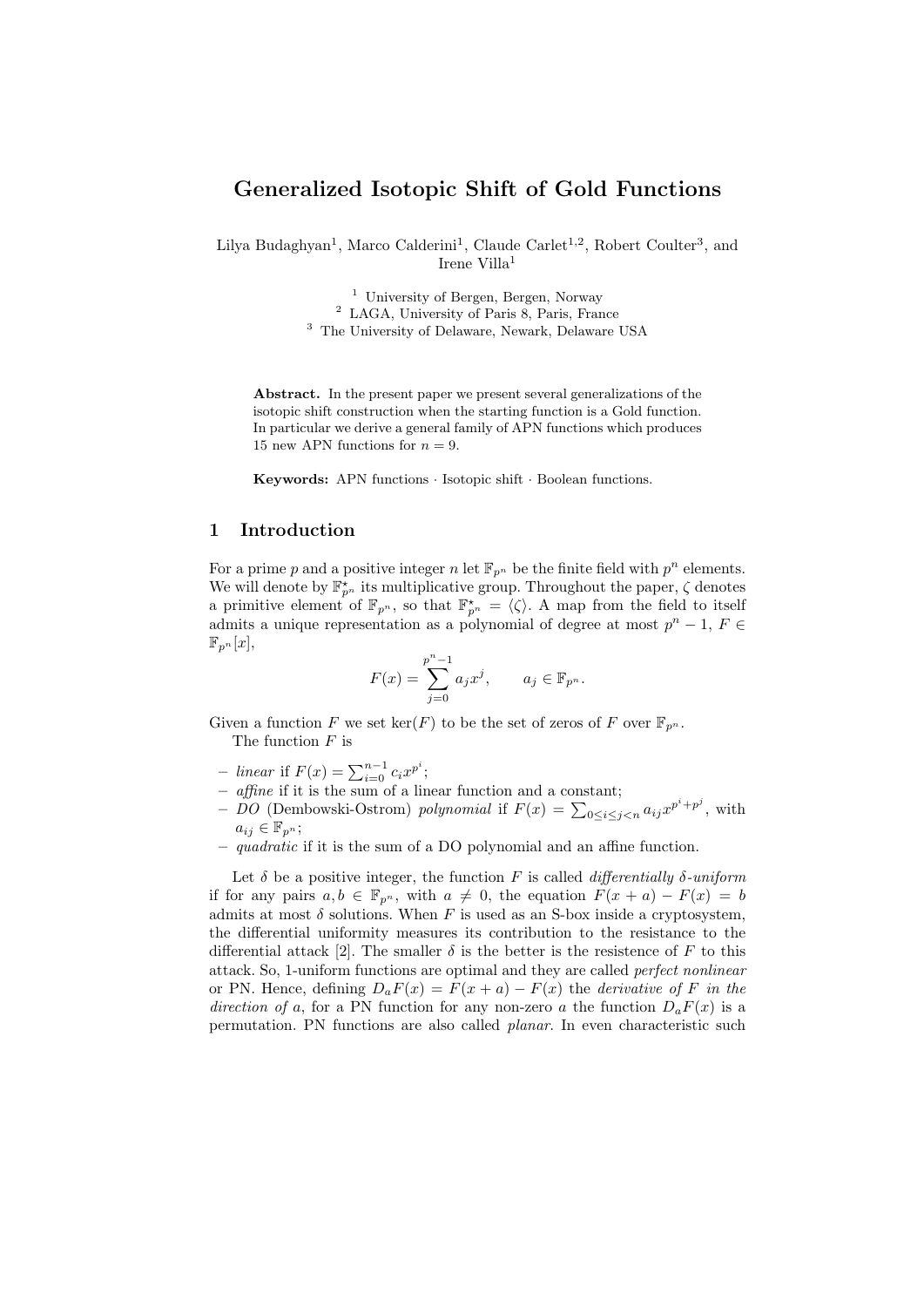# Generalized Isotopic Shift of Gold Functions

Lilya Budaghyan[1], Marco Calderini[1], Claude Carlet[1,2], Robert Coulter[3], and Irene Villa[1]

[1] University of Bergen, Bergen, Norway
[2] LAGA, University of Paris 8, Paris, France
[3] The University of Delaware, Newark, Delaware USA

**Abstract.** In the present paper we present several generalizations of the isotopic shift construction when the starting function is a Gold function. In particular we derive a general family of APN functions which produces 15 new APN functions for $n = 9$.

**Keywords:** APN functions · Isotopic shift · Boolean functions.

## 1 Introduction

For a prime $p$ and a positive integer $n$ let $\mathbb{F}_{p^n}$ be the finite field with $p^n$ elements. We will denote by $\mathbb{F}_{p^n}^\star$ its multiplicative group. Throughout the paper, $\zeta$ denotes a primitive element of $\mathbb{F}_{p^n}$, so that $\mathbb{F}_{p^n}^\star = \langle \zeta \rangle$. A map from the field to itself admits a unique representation as a polynomial of degree at most $p^n - 1$, $F \in \mathbb{F}_{p^n}[x]$,

$$F(x) = \sum_{j=0}^{p^n-1} a_j x^j, \qquad a_j \in \mathbb{F}_{p^n}.$$

Given a function $F$ we set $\ker(F)$ to be the set of zeros of $F$ over $\mathbb{F}_{p^n}$.

The function $F$ is

- *linear* if $F(x) = \sum_{i=0}^{n-1} c_i x^{p^i}$;
- *affine* if it is the sum of a linear function and a constant;
- *DO* (Dembowski-Ostrom) *polynomial* if $F(x) = \sum_{0 \le i \le j < n} a_{ij} x^{p^i + p^j}$, with $a_{ij} \in \mathbb{F}_{p^n}$;
- *quadratic* if it is the sum of a DO polynomial and an affine function.

Let $\delta$ be a positive integer, the function $F$ is called *differentially $\delta$-uniform* if for any pairs $a, b \in \mathbb{F}_{p^n}$, with $a \neq 0$, the equation $F(x + a) - F(x) = b$ admits at most $\delta$ solutions. When $F$ is used as an S-box inside a cryptosystem, the differential uniformity measures its contribution to the resistance to the differential attack [2]. The smaller $\delta$ is the better is the resistence of $F$ to this attack. So, 1-uniform functions are optimal and they are called *perfect nonlinear* or PN. Hence, defining $D_a F(x) = F(x + a) - F(x)$ the *derivative of $F$ in the direction of $a$*, for a PN function for any non-zero $a$ the function $D_a F(x)$ is a permutation. PN functions are also called *planar*. In even characteristic such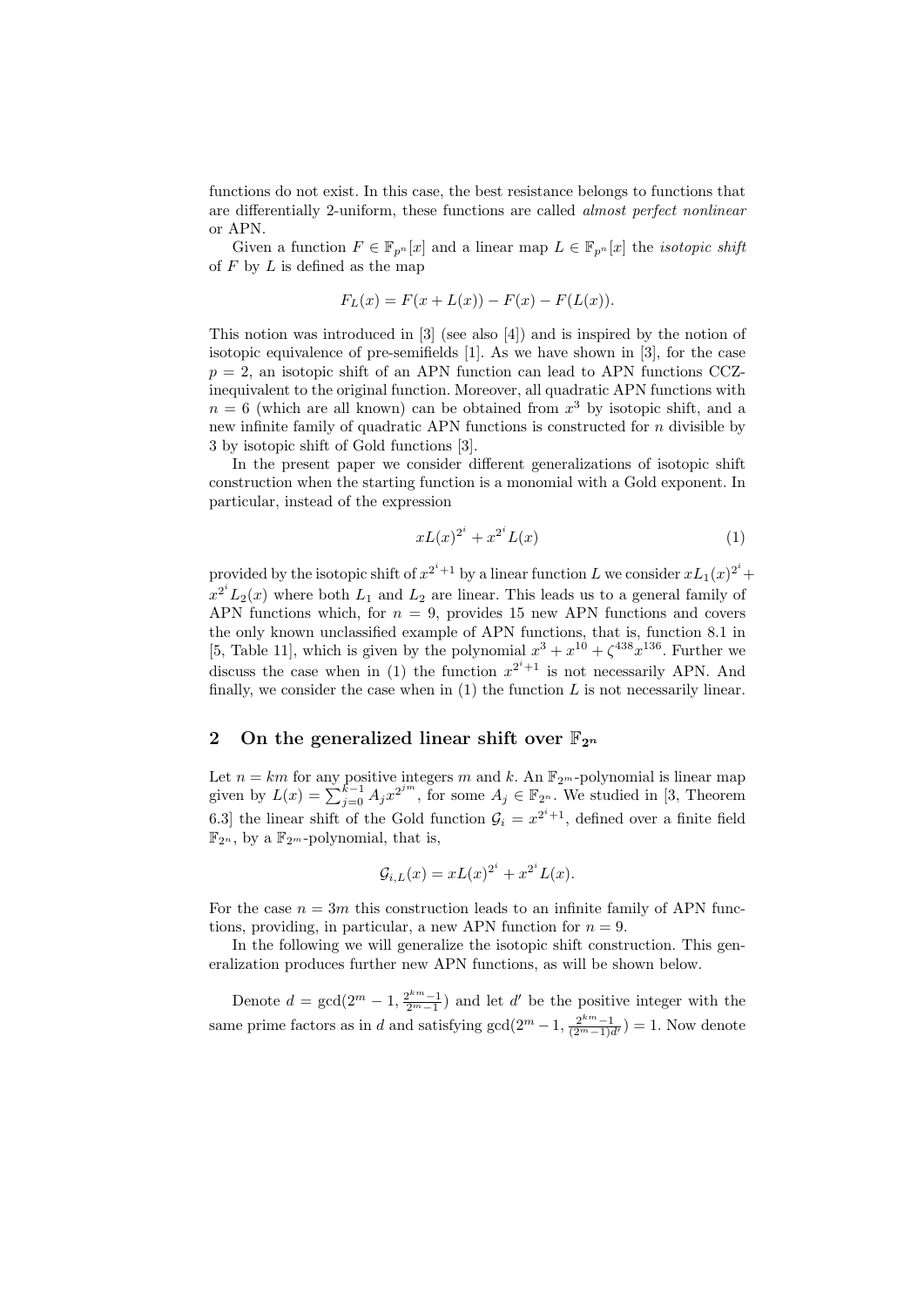functions do not exist. In this case, the best resistance belongs to functions that are differentially 2-uniform, these functions are called *almost perfect nonlinear* or APN.

Given a function $F \in \mathbb{F}_{p^n}[x]$ and a linear map $L \in \mathbb{F}_{p^n}[x]$ the *isotopic shift* of $F$ by $L$ is defined as the map

$$F_L(x) = F(x + L(x)) - F(x) - F(L(x)).$$

This notion was introduced in [3] (see also [4]) and is inspired by the notion of isotopic equivalence of pre-semifields [1]. As we have shown in [3], for the case $p = 2$, an isotopic shift of an APN function can lead to APN functions CCZ-inequivalent to the original function. Moreover, all quadratic APN functions with $n = 6$ (which are all known) can be obtained from $x^3$ by isotopic shift, and a new infinite family of quadratic APN functions is constructed for $n$ divisible by 3 by isotopic shift of Gold functions [3].

In the present paper we consider different generalizations of isotopic shift construction when the starting function is a monomial with a Gold exponent. In particular, instead of the expression

$$xL(x)^{2^i} + x^{2^i}L(x) \tag{1}$$

provided by the isotopic shift of $x^{2^i+1}$ by a linear function $L$ we consider $xL_1(x)^{2^i} + x^{2^i}L_2(x)$ where both $L_1$ and $L_2$ are linear. This leads us to a general family of APN functions which, for $n = 9$, provides 15 new APN functions and covers the only known unclassified example of APN functions, that is, function 8.1 in [5, Table 11], which is given by the polynomial $x^3 + x^{10} + \zeta^{438}x^{136}$. Further we discuss the case when in (1) the function $x^{2^i+1}$ is not necessarily APN. And finally, we consider the case when in (1) the function $L$ is not necessarily linear.

## 2 On the generalized linear shift over $\mathbb{F}_{2^n}$

Let $n = km$ for any positive integers $m$ and $k$. An $\mathbb{F}_{2^m}$-polynomial is linear map given by $L(x) = \sum_{j=0}^{k-1} A_j x^{2^{jm}}$, for some $A_j \in \mathbb{F}_{2^n}$. We studied in [3, Theorem 6.3] the linear shift of the Gold function $\mathcal{G}_i = x^{2^i+1}$, defined over a finite field $\mathbb{F}_{2^n}$, by a $\mathbb{F}_{2^m}$-polynomial, that is,

$$\mathcal{G}_{i,L}(x) = xL(x)^{2^i} + x^{2^i}L(x).$$

For the case $n = 3m$ this construction leads to an infinite family of APN functions, providing, in particular, a new APN function for $n = 9$.

In the following we will generalize the isotopic shift construction. This generalization produces further new APN functions, as will be shown below.

Denote $d = \gcd(2^m - 1, \frac{2^{km}-1}{2^m-1})$ and let $d'$ be the positive integer with the same prime factors as in $d$ and satisfying $\gcd(2^m - 1, \frac{2^{km}-1}{(2^m-1)d'}) = 1$. Now denote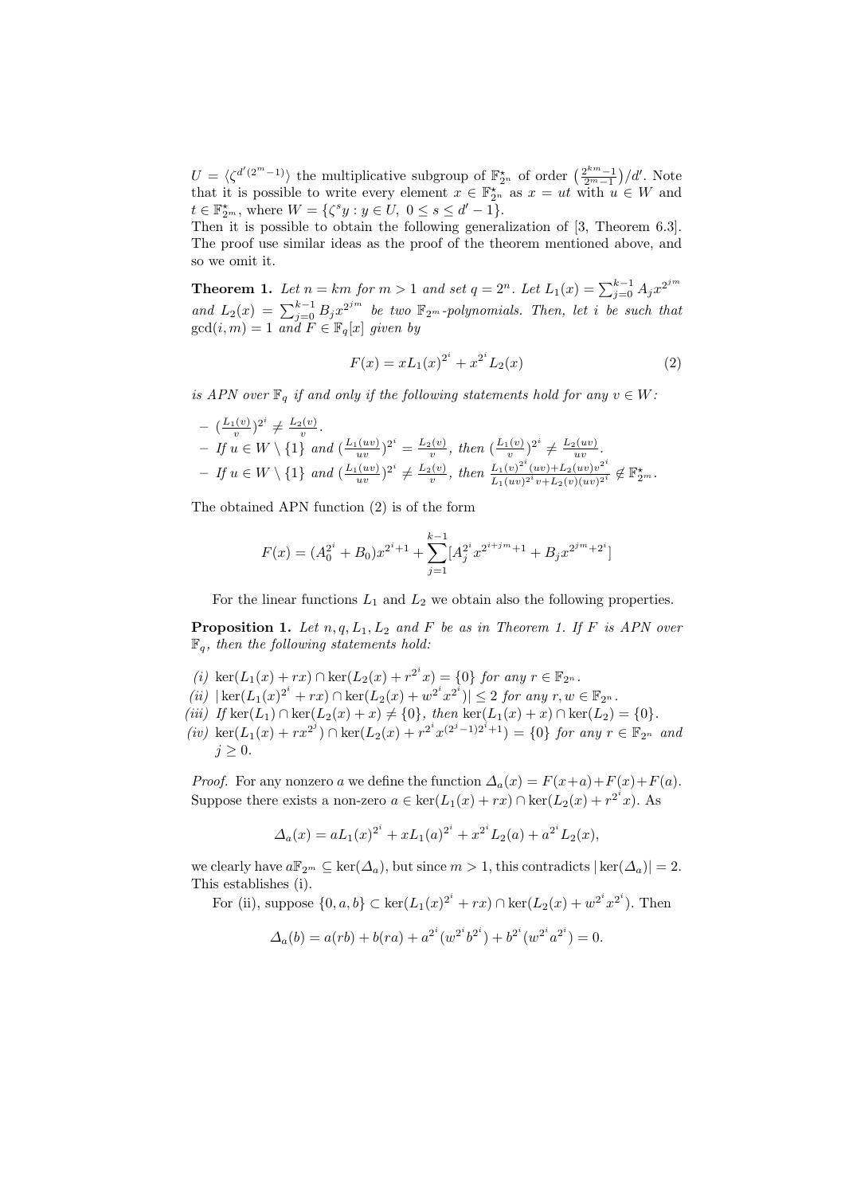$U = \langle \zeta^{d'(2^m-1)} \rangle$ the multiplicative subgroup of $\mathbb{F}_{2^n}^\star$ of order $\left(\frac{2^{km}-1}{2^m-1}\right)/d'$. Note that it is possible to write every element $x \in \mathbb{F}_{2^n}^\star$ as $x = ut$ with $u \in W$ and $t \in \mathbb{F}_{2^m}^\star$, where $W = \{\zeta^s y : y \in U,\ 0 \le s \le d'-1\}$.

Then it is possible to obtain the following generalization of [3, Theorem 6.3]. The proof use similar ideas as the proof of the theorem mentioned above, and so we omit it.

**Theorem 1.** *Let $n = km$ for $m > 1$ and set $q = 2^n$. Let $L_1(x) = \sum_{j=0}^{k-1} A_j x^{2^{jm}}$ and $L_2(x) = \sum_{j=0}^{k-1} B_j x^{2^{jm}}$ be two $\mathbb{F}_{2^m}$-polynomials. Then, let $i$ be such that $\gcd(i,m) = 1$ and $F \in \mathbb{F}_q[x]$ given by*

$$F(x) = xL_1(x)^{2^i} + x^{2^i} L_2(x) \tag{2}$$

*is APN over $\mathbb{F}_q$ if and only if the following statements hold for any $v \in W$:*

- $(\frac{L_1(v)}{v})^{2^i} \neq \frac{L_2(v)}{v}$.
- *If $u \in W \setminus \{1\}$ and $(\frac{L_1(uv)}{uv})^{2^i} = \frac{L_2(v)}{v}$, then $(\frac{L_1(v)}{v})^{2^i} \neq \frac{L_2(uv)}{uv}$.*
- *If $u \in W \setminus \{1\}$ and $(\frac{L_1(uv)}{uv})^{2^i} \neq \frac{L_2(v)}{v}$, then $\frac{L_1(v)^{2^i}(uv)+L_2(uv)v^{2^i}}{L_1(uv)^{2^i}v+L_2(v)(uv)^{2^i}} \notin \mathbb{F}_{2^m}^\star$.*

The obtained APN function (2) is of the form

$$F(x) = (A_0^{2^i} + B_0)x^{2^i+1} + \sum_{j=1}^{k-1} [A_j^{2^i} x^{2^{i+jm}+1} + B_j x^{2^{jm}+2^i}]$$

For the linear functions $L_1$ and $L_2$ we obtain also the following properties.

**Proposition 1.** *Let $n, q, L_1, L_2$ and $F$ be as in Theorem 1. If $F$ is APN over $\mathbb{F}_q$, then the following statements hold:*

*(i)* $\ker(L_1(x) + rx) \cap \ker(L_2(x) + r^{2^i}x) = \{0\}$ *for any $r \in \mathbb{F}_{2^n}$.*

*(ii)* $|\ker(L_1(x)^{2^i} + rx) \cap \ker(L_2(x) + w^{2^i}x^{2^i})| \le 2$ *for any $r, w \in \mathbb{F}_{2^n}$.*

*(iii) If* $\ker(L_1) \cap \ker(L_2(x) + x) \neq \{0\}$*, then* $\ker(L_1(x) + x) \cap \ker(L_2) = \{0\}$.

*(iv)* $\ker(L_1(x) + rx^{2^j}) \cap \ker(L_2(x) + r^{2^i}x^{(2^j-1)2^i+1}) = \{0\}$ *for any $r \in \mathbb{F}_{2^n}$ and $j \ge 0$.*

*Proof.* For any nonzero $a$ we define the function $\Delta_a(x) = F(x+a)+F(x)+F(a)$. Suppose there exists a non-zero $a \in \ker(L_1(x) + rx) \cap \ker(L_2(x) + r^{2^i}x)$. As

$$\Delta_a(x) = aL_1(x)^{2^i} + xL_1(a)^{2^i} + x^{2^i}L_2(a) + a^{2^i}L_2(x),$$

we clearly have $a\mathbb{F}_{2^m} \subseteq \ker(\Delta_a)$, but since $m > 1$, this contradicts $|\ker(\Delta_a)| = 2$. This establishes (i).

For (ii), suppose $\{0, a, b\} \subset \ker(L_1(x)^{2^i} + rx) \cap \ker(L_2(x) + w^{2^i}x^{2^i})$. Then

$$\Delta_a(b) = a(rb) + b(ra) + a^{2^i}(w^{2^i}b^{2^i}) + b^{2^i}(w^{2^i}a^{2^i}) = 0.$$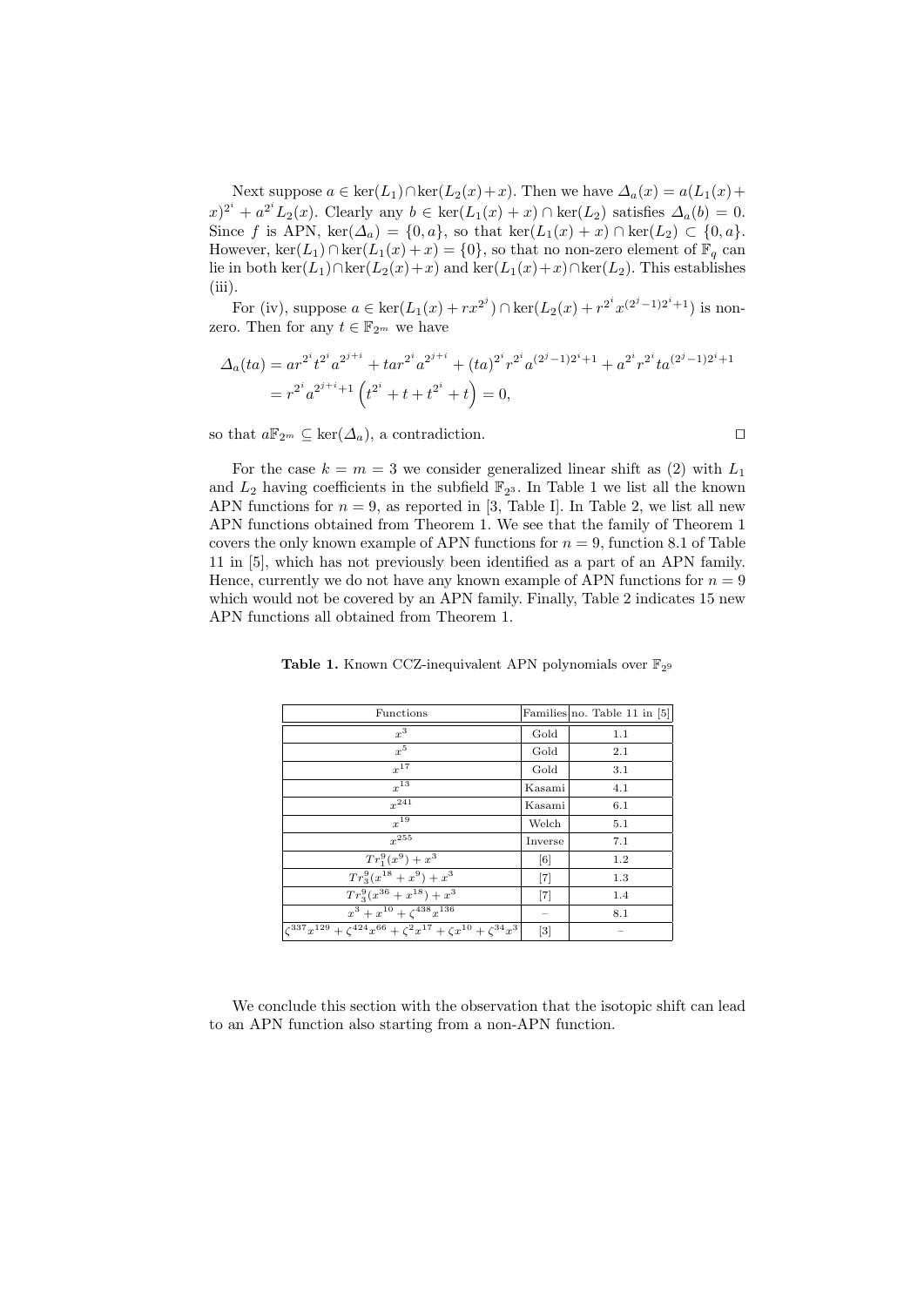Next suppose $a \in \ker(L_1) \cap \ker(L_2(x)+x)$. Then we have $\Delta_a(x) = a(L_1(x)+x)^{2^i} + a^{2^i} L_2(x)$. Clearly any $b \in \ker(L_1(x)+x) \cap \ker(L_2)$ satisfies $\Delta_a(b) = 0$. Since $f$ is APN, $\ker(\Delta_a) = \{0, a\}$, so that $\ker(L_1(x)+x) \cap \ker(L_2) \subset \{0, a\}$. However, $\ker(L_1) \cap \ker(L_1(x)+x) = \{0\}$, so that no non-zero element of $\mathbb{F}_q$ can lie in both $\ker(L_1) \cap \ker(L_2(x)+x)$ and $\ker(L_1(x)+x) \cap \ker(L_2)$. This establishes (iii).

For (iv), suppose $a \in \ker(L_1(x) + rx^{2^j}) \cap \ker(L_2(x) + r^{2^i} x^{(2^j-1)2^i+1})$ is non-zero. Then for any $t \in \mathbb{F}_{2^m}$ we have

$$
\begin{aligned}
\Delta_a(ta) &= ar^{2^i} t^{2^i} a^{2^{j+i}} + tar^{2^i} a^{2^{j+i}} + (ta)^{2^i} r^{2^i} a^{(2^j-1)2^i+1} + a^{2^i} r^{2^i} ta^{(2^j-1)2^i+1} \\
&= r^{2^i} a^{2^{j+i}+1} \left( t^{2^i} + t + t^{2^i} + t \right) = 0,
\end{aligned}
$$

so that $a\mathbb{F}_{2^m} \subseteq \ker(\Delta_a)$, a contradiction. $\square$

For the case $k = m = 3$ we consider generalized linear shift as (2) with $L_1$ and $L_2$ having coefficients in the subfield $\mathbb{F}_{2^3}$. In Table 1 we list all the known APN functions for $n = 9$, as reported in [3, Table I]. In Table 2, we list all new APN functions obtained from Theorem 1. We see that the family of Theorem 1 covers the only known example of APN functions for $n = 9$, function 8.1 of Table 11 in [5], which has not previously been identified as a part of an APN family. Hence, currently we do not have any known example of APN functions for $n = 9$ which would not be covered by an APN family. Finally, Table 2 indicates 15 new APN functions all obtained from Theorem 1.

**Table 1.** Known CCZ-inequivalent APN polynomials over $\mathbb{F}_{2^9}$

| Functions | Families | no. Table 11 in [5] |
|---|---|---|
| $x^3$ | Gold | 1.1 |
| $x^5$ | Gold | 2.1 |
| $x^{17}$ | Gold | 3.1 |
| $x^{13}$ | Kasami | 4.1 |
| $x^{241}$ | Kasami | 6.1 |
| $x^{19}$ | Welch | 5.1 |
| $x^{255}$ | Inverse | 7.1 |
| $Tr_1^9(x^9) + x^3$ | [6] | 1.2 |
| $Tr_3^9(x^{18} + x^9) + x^3$ | [7] | 1.3 |
| $Tr_3^9(x^{36} + x^{18}) + x^3$ | [7] | 1.4 |
| $x^3 + x^{10} + \zeta^{438} x^{136}$ | – | 8.1 |
| $\zeta^{337} x^{129} + \zeta^{424} x^{66} + \zeta^2 x^{17} + \zeta x^{10} + \zeta^{34} x^3$ | [3] | – |

We conclude this section with the observation that the isotopic shift can lead to an APN function also starting from a non-APN function.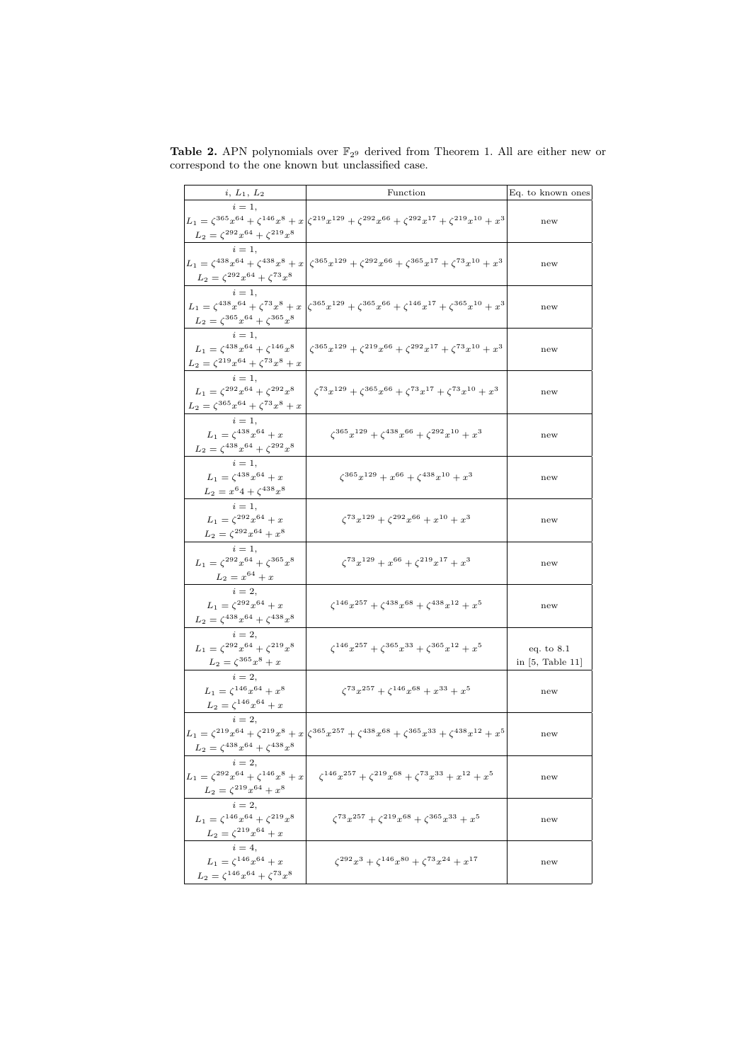**Table 2.** APN polynomials over $\mathbb{F}_{2^9}$ derived from Theorem 1. All are either new or correspond to the one known but unclassified case.

| $i$, $L_1$, $L_2$ | Function | Eq. to known ones |
|---|---|---|
| $i=1$, $L_1=\zeta^{365}x^{64}+\zeta^{146}x^8+x$ $L_2=\zeta^{292}x^{64}+\zeta^{219}x^8$ | $\zeta^{219}x^{129}+\zeta^{292}x^{66}+\zeta^{292}x^{17}+\zeta^{219}x^{10}+x^3$ | new |
| $i=1$, $L_1=\zeta^{438}x^{64}+\zeta^{438}x^8+x$ $L_2=\zeta^{292}x^{64}+\zeta^{73}x^8$ | $\zeta^{365}x^{129}+\zeta^{292}x^{66}+\zeta^{365}x^{17}+\zeta^{73}x^{10}+x^3$ | new |
| $i=1$, $L_1=\zeta^{438}x^{64}+\zeta^{73}x^8+x$ $L_2=\zeta^{365}x^{64}+\zeta^{365}x^8$ | $\zeta^{365}x^{129}+\zeta^{365}x^{66}+\zeta^{146}x^{17}+\zeta^{365}x^{10}+x^3$ | new |
| $i=1$, $L_1=\zeta^{438}x^{64}+\zeta^{146}x^8$ $L_2=\zeta^{219}x^{64}+\zeta^{73}x^8+x$ | $\zeta^{365}x^{129}+\zeta^{219}x^{66}+\zeta^{292}x^{17}+\zeta^{73}x^{10}+x^3$ | new |
| $i=1$, $L_1=\zeta^{292}x^{64}+\zeta^{292}x^8$ $L_2=\zeta^{365}x^{64}+\zeta^{73}x^8+x$ | $\zeta^{73}x^{129}+\zeta^{365}x^{66}+\zeta^{73}x^{17}+\zeta^{73}x^{10}+x^3$ | new |
| $i=1$, $L_1=\zeta^{438}x^{64}+x$ $L_2=\zeta^{438}x^{64}+\zeta^{292}x^8$ | $\zeta^{365}x^{129}+\zeta^{438}x^{66}+\zeta^{292}x^{10}+x^3$ | new |
| $i=1$, $L_1=\zeta^{438}x^{64}+x$ $L_2=x^64+\zeta^{438}x^8$ | $\zeta^{365}x^{129}+x^{66}+\zeta^{438}x^{10}+x^3$ | new |
| $i=1$, $L_1=\zeta^{292}x^{64}+x$ $L_2=\zeta^{292}x^{64}+x^8$ | $\zeta^{73}x^{129}+\zeta^{292}x^{66}+x^{10}+x^3$ | new |
| $i=1$, $L_1=\zeta^{292}x^{64}+\zeta^{365}x^8$ $L_2=x^{64}+x$ | $\zeta^{73}x^{129}+x^{66}+\zeta^{219}x^{17}+x^3$ | new |
| $i=2$, $L_1=\zeta^{292}x^{64}+x$ $L_2=\zeta^{438}x^{64}+\zeta^{438}x^8$ | $\zeta^{146}x^{257}+\zeta^{438}x^{68}+\zeta^{438}x^{12}+x^5$ | new |
| $i=2$, $L_1=\zeta^{292}x^{64}+\zeta^{219}x^8$ $L_2=\zeta^{365}x^8+x$ | $\zeta^{146}x^{257}+\zeta^{365}x^{33}+\zeta^{365}x^{12}+x^5$ | eq. to 8.1 in [5, Table 11] |
| $i=2$, $L_1=\zeta^{146}x^{64}+x^8$ $L_2=\zeta^{146}x^{64}+x$ | $\zeta^{73}x^{257}+\zeta^{146}x^{68}+x^{33}+x^5$ | new |
| $i=2$, $L_1=\zeta^{219}x^{64}+\zeta^{219}x^8+x$ $L_2=\zeta^{438}x^{64}+\zeta^{438}x^8$ | $\zeta^{365}x^{257}+\zeta^{438}x^{68}+\zeta^{365}x^{33}+\zeta^{438}x^{12}+x^5$ | new |
| $i=2$, $L_1=\zeta^{292}x^{64}+\zeta^{146}x^8+x$ $L_2=\zeta^{219}x^{64}+x^8$ | $\zeta^{146}x^{257}+\zeta^{219}x^{68}+\zeta^{73}x^{33}+x^{12}+x^5$ | new |
| $i=2$, $L_1=\zeta^{146}x^{64}+\zeta^{219}x^8$ $L_2=\zeta^{219}x^{64}+x$ | $\zeta^{73}x^{257}+\zeta^{219}x^{68}+\zeta^{365}x^{33}+x^5$ | new |
| $i=4$, $L_1=\zeta^{146}x^{64}+x$ $L_2=\zeta^{146}x^{64}+\zeta^{73}x^8$ | $\zeta^{292}x^3+\zeta^{146}x^{80}+\zeta^{73}x^{24}+x^{17}$ | new |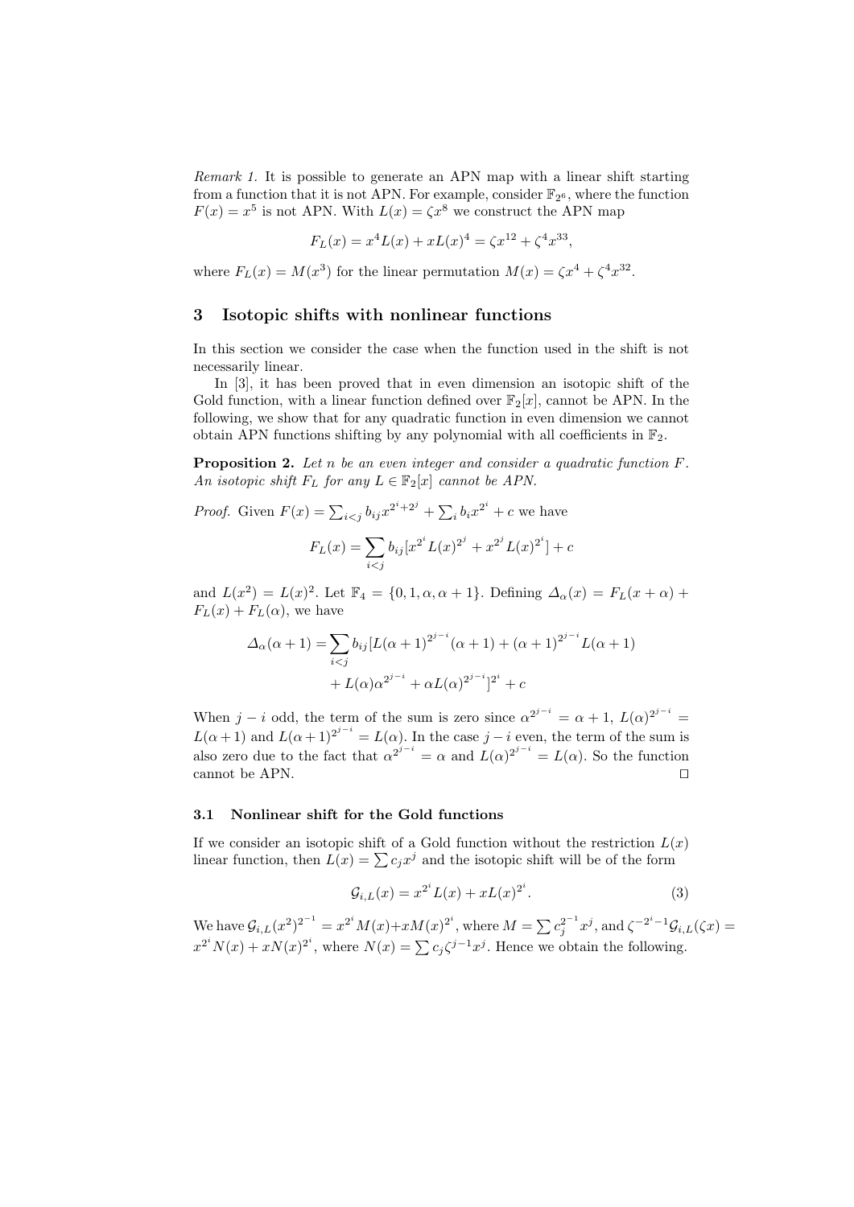*Remark 1.* It is possible to generate an APN map with a linear shift starting from a function that it is not APN. For example, consider $\mathbb{F}_{2^6}$, where the function $F(x) = x^5$ is not APN. With $L(x) = \zeta x^8$ we construct the APN map

$$F_L(x) = x^4 L(x) + xL(x)^4 = \zeta x^{12} + \zeta^4 x^{33},$$

where $F_L(x) = M(x^3)$ for the linear permutation $M(x) = \zeta x^4 + \zeta^4 x^{32}$.

## 3 Isotopic shifts with nonlinear functions

In this section we consider the case when the function used in the shift is not necessarily linear.

In [3], it has been proved that in even dimension an isotopic shift of the Gold function, with a linear function defined over $\mathbb{F}_2[x]$, cannot be APN. In the following, we show that for any quadratic function in even dimension we cannot obtain APN functions shifting by any polynomial with all coefficients in $\mathbb{F}_2$.

**Proposition 2.** *Let $n$ be an even integer and consider a quadratic function $F$. An isotopic shift $F_L$ for any $L \in \mathbb{F}_2[x]$ cannot be APN.*

*Proof.* Given $F(x) = \sum_{i<j} b_{ij} x^{2^i + 2^j} + \sum_i b_i x^{2^i} + c$ we have

$$F_L(x) = \sum_{i<j} b_{ij} [x^{2^i} L(x)^{2^j} + x^{2^j} L(x)^{2^i}] + c$$

and $L(x^2) = L(x)^2$. Let $\mathbb{F}_4 = \{0, 1, \alpha, \alpha + 1\}$. Defining $\Delta_\alpha(x) = F_L(x + \alpha) + F_L(x) + F_L(\alpha)$, we have

$$\begin{aligned}
\Delta_\alpha(\alpha + 1) = & \sum_{i<j} b_{ij} [L(\alpha + 1)^{2^{j-i}} (\alpha + 1) + (\alpha + 1)^{2^{j-i}} L(\alpha + 1) \\
& + L(\alpha) \alpha^{2^{j-i}} + \alpha L(\alpha)^{2^{j-i}}]^{2^i} + c
\end{aligned}$$

When $j - i$ odd, the term of the sum is zero since $\alpha^{2^{j-i}} = \alpha + 1$, $L(\alpha)^{2^{j-i}} = L(\alpha + 1)$ and $L(\alpha + 1)^{2^{j-i}} = L(\alpha)$. In the case $j - i$ even, the term of the sum is also zero due to the fact that $\alpha^{2^{j-i}} = \alpha$ and $L(\alpha)^{2^{j-i}} = L(\alpha)$. So the function cannot be APN. ◻

### 3.1 Nonlinear shift for the Gold functions

If we consider an isotopic shift of a Gold function without the restriction $L(x)$ linear function, then $L(x) = \sum c_j x^j$ and the isotopic shift will be of the form

$$\mathcal{G}_{i,L}(x) = x^{2^i} L(x) + xL(x)^{2^i}. \tag{3}$$

We have $\mathcal{G}_{i,L}(x^2)^{2^{-1}} = x^{2^i} M(x) + xM(x)^{2^i}$, where $M = \sum c_j^{2^{-1}} x^j$, and $\zeta^{-2^i - 1} \mathcal{G}_{i,L}(\zeta x) = x^{2^i} N(x) + xN(x)^{2^i}$, where $N(x) = \sum c_j \zeta^{j-1} x^j$. Hence we obtain the following.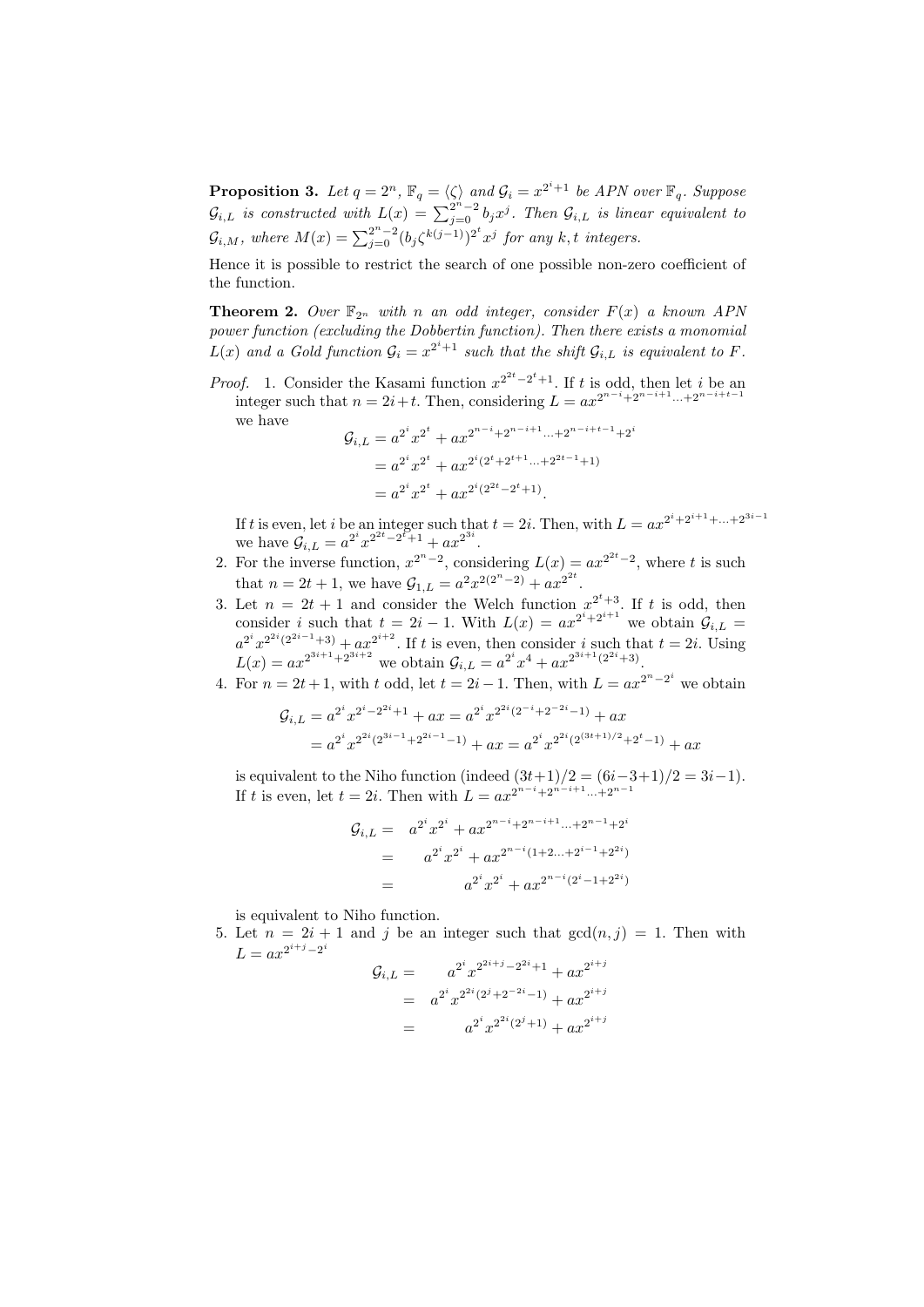**Proposition 3.** *Let $q = 2^n$, $\mathbb{F}_q = \langle \zeta \rangle$ and $\mathcal{G}_i = x^{2^i+1}$ be APN over $\mathbb{F}_q$. Suppose $\mathcal{G}_{i,L}$ is constructed with $L(x) = \sum_{j=0}^{2^n-2} b_j x^j$. Then $\mathcal{G}_{i,L}$ is linear equivalent to $\mathcal{G}_{i,M}$, where $M(x) = \sum_{j=0}^{2^n-2} (b_j \zeta^{k(j-1)})^{2^t} x^j$ for any $k, t$ integers.*

Hence it is possible to restrict the search of one possible non-zero coefficient of the function.

**Theorem 2.** *Over $\mathbb{F}_{2^n}$ with $n$ an odd integer, consider $F(x)$ a known APN power function (excluding the Dobbertin function). Then there exists a monomial $L(x)$ and a Gold function $\mathcal{G}_i = x^{2^i+1}$ such that the shift $\mathcal{G}_{i,L}$ is equivalent to $F$.*

*Proof.* 1. Consider the Kasami function $x^{2^{2t}-2^t+1}$. If $t$ is odd, then let $i$ be an integer such that $n = 2i+t$. Then, considering $L = ax^{2^{n-i}+2^{n-i+1}\cdots+2^{n-i+t-1}}$ we have

$$
\begin{aligned}
\mathcal{G}_{i,L} &= a^{2^i} x^{2^t} + ax^{2^{n-i}+2^{n-i+1}\cdots+2^{n-i+t-1}+2^i} \\
&= a^{2^i} x^{2^t} + ax^{2^i(2^t+2^{t+1}\cdots+2^{2t-1}+1)} \\
&= a^{2^i} x^{2^t} + ax^{2^i(2^{2t}-2^t+1)}.
\end{aligned}
$$

If $t$ is even, let $i$ be an integer such that $t = 2i$. Then, with $L = ax^{2^i+2^{i+1}+\ldots+2^{3i-1}}$ we have $\mathcal{G}_{i,L} = a^{2^i} x^{2^{2t}-2^t+1} + ax^{2^{3i}}$.

2. For the inverse function, $x^{2^n-2}$, considering $L(x) = ax^{2^{2t}-2}$, where $t$ is such that $n = 2t+1$, we have $\mathcal{G}_{1,L} = a^2 x^{2(2^n-2)} + ax^{2^{2t}}$.

3. Let $n = 2t+1$ and consider the Welch function $x^{2^t+3}$. If $t$ is odd, then consider $i$ such that $t = 2i-1$. With $L(x) = ax^{2^i+2^{i+1}}$ we obtain $\mathcal{G}_{i,L} = a^{2^i} x^{2^{2i}(2^{2i-1}+3)} + ax^{2^{i+2}}$. If $t$ is even, then consider $i$ such that $t = 2i$. Using $L(x) = ax^{2^{3i+1}+2^{3i+2}}$ we obtain $\mathcal{G}_{i,L} = a^{2^i} x^4 + ax^{2^{3i+1}(2^{2i}+3)}$.

4. For $n = 2t+1$, with $t$ odd, let $t = 2i-1$. Then, with $L = ax^{2^n-2^i}$ we obtain

$$
\begin{aligned}
\mathcal{G}_{i,L} &= a^{2^i} x^{2^i-2^{2i}+1} + ax = a^{2^i} x^{2^{2i}(2^{-i}+2^{-2i}-1)} + ax \\
&= a^{2^i} x^{2^{2i}(2^{3i-1}+2^{2i-1}-1)} + ax = a^{2^i} x^{2^{2i}(2^{(3t+1)/2}+2^t-1)} + ax
\end{aligned}
$$

is equivalent to the Niho function (indeed $(3t+1)/2 = (6i-3+1)/2 = 3i-1$). If $t$ is even, let $t = 2i$. Then with $L = ax^{2^{n-i}+2^{n-i+1}\cdots+2^{n-1}}$

$$
\begin{aligned}
\mathcal{G}_{i,L} &= a^{2^i} x^{2^i} + ax^{2^{n-i}+2^{n-i+1}\cdots+2^{n-1}+2^i} \\
&= a^{2^i} x^{2^i} + ax^{2^{n-i}(1+2\ldots+2^{i-1}+2^{2i})} \\
&= a^{2^i} x^{2^i} + ax^{2^{n-i}(2^i-1+2^{2i})}
\end{aligned}
$$

is equivalent to Niho function.

5. Let $n = 2i+1$ and $j$ be an integer such that $\gcd(n,j) = 1$. Then with $L = ax^{2^{i+j}-2^i}$

$$
\begin{aligned}
\mathcal{G}_{i,L} &= a^{2^i} x^{2^{2i+j}-2^{2i}+1} + ax^{2^{i+j}} \\
&= a^{2^i} x^{2^{2i}(2^j+2^{-2i}-1)} + ax^{2^{i+j}} \\
&= a^{2^i} x^{2^{2i}(2^j+1)} + ax^{2^{i+j}}
\end{aligned}
$$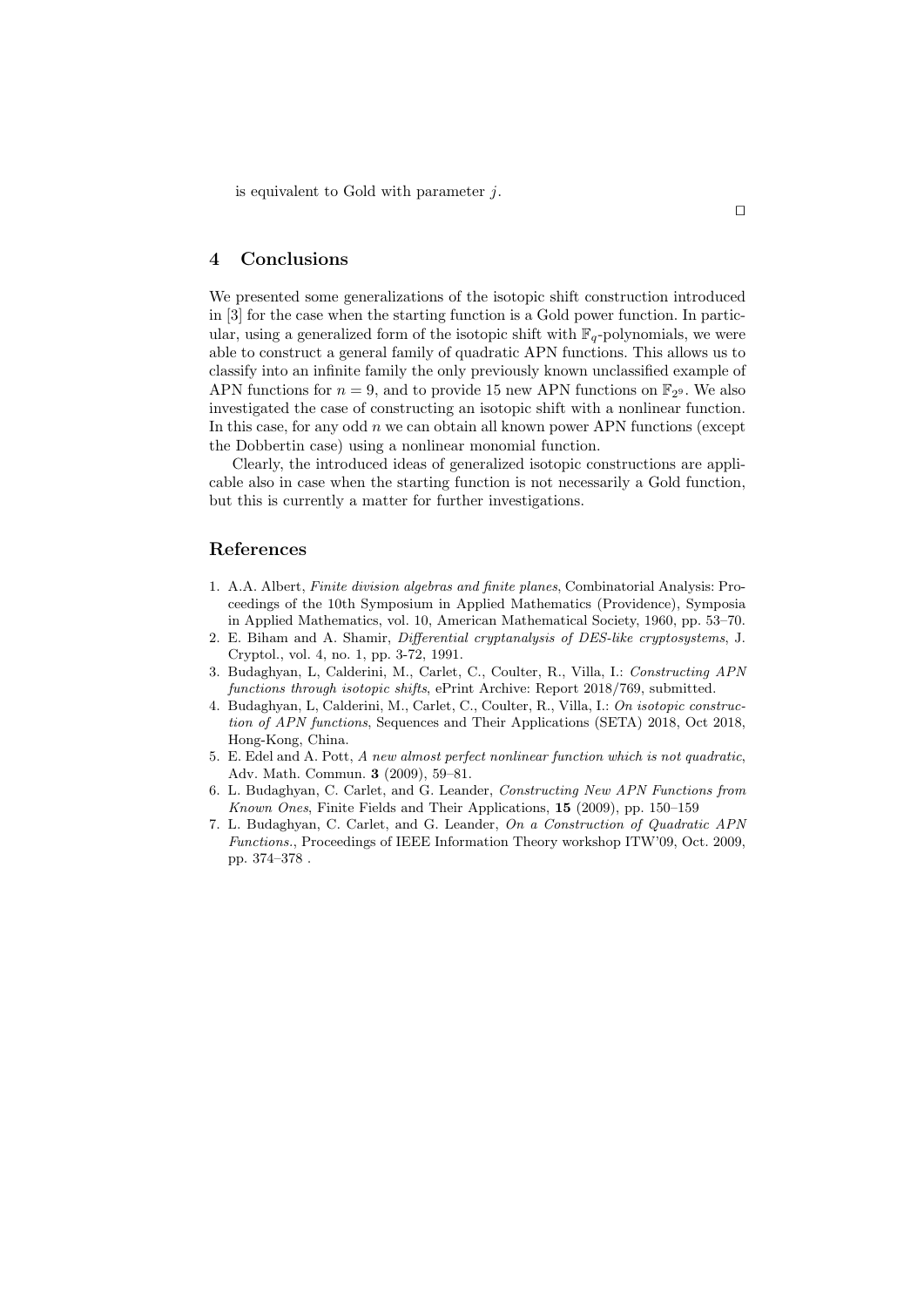is equivalent to Gold with parameter $j$.

□

## 4 Conclusions

We presented some generalizations of the isotopic shift construction introduced in [3] for the case when the starting function is a Gold power function. In particular, using a generalized form of the isotopic shift with $\mathbb{F}_q$-polynomials, we were able to construct a general family of quadratic APN functions. This allows us to classify into an infinite family the only previously known unclassified example of APN functions for $n = 9$, and to provide 15 new APN functions on $\mathbb{F}_{2^9}$. We also investigated the case of constructing an isotopic shift with a nonlinear function. In this case, for any odd $n$ we can obtain all known power APN functions (except the Dobbertin case) using a nonlinear monomial function.

Clearly, the introduced ideas of generalized isotopic constructions are applicable also in case when the starting function is not necessarily a Gold function, but this is currently a matter for further investigations.

## References

1. A.A. Albert, *Finite division algebras and finite planes*, Combinatorial Analysis: Proceedings of the 10th Symposium in Applied Mathematics (Providence), Symposia in Applied Mathematics, vol. 10, American Mathematical Society, 1960, pp. 53–70.
2. E. Biham and A. Shamir, *Differential cryptanalysis of DES-like cryptosystems*, J. Cryptol., vol. 4, no. 1, pp. 3-72, 1991.
3. Budaghyan, L, Calderini, M., Carlet, C., Coulter, R., Villa, I.: *Constructing APN functions through isotopic shifts*, ePrint Archive: Report 2018/769, submitted.
4. Budaghyan, L, Calderini, M., Carlet, C., Coulter, R., Villa, I.: *On isotopic construction of APN functions*, Sequences and Their Applications (SETA) 2018, Oct 2018, Hong-Kong, China.
5. E. Edel and A. Pott, *A new almost perfect nonlinear function which is not quadratic*, Adv. Math. Commun. **3** (2009), 59–81.
6. L. Budaghyan, C. Carlet, and G. Leander, *Constructing New APN Functions from Known Ones*, Finite Fields and Their Applications, **15** (2009), pp. 150–159
7. L. Budaghyan, C. Carlet, and G. Leander, *On a Construction of Quadratic APN Functions.*, Proceedings of IEEE Information Theory workshop ITW'09, Oct. 2009, pp. 374–378 .